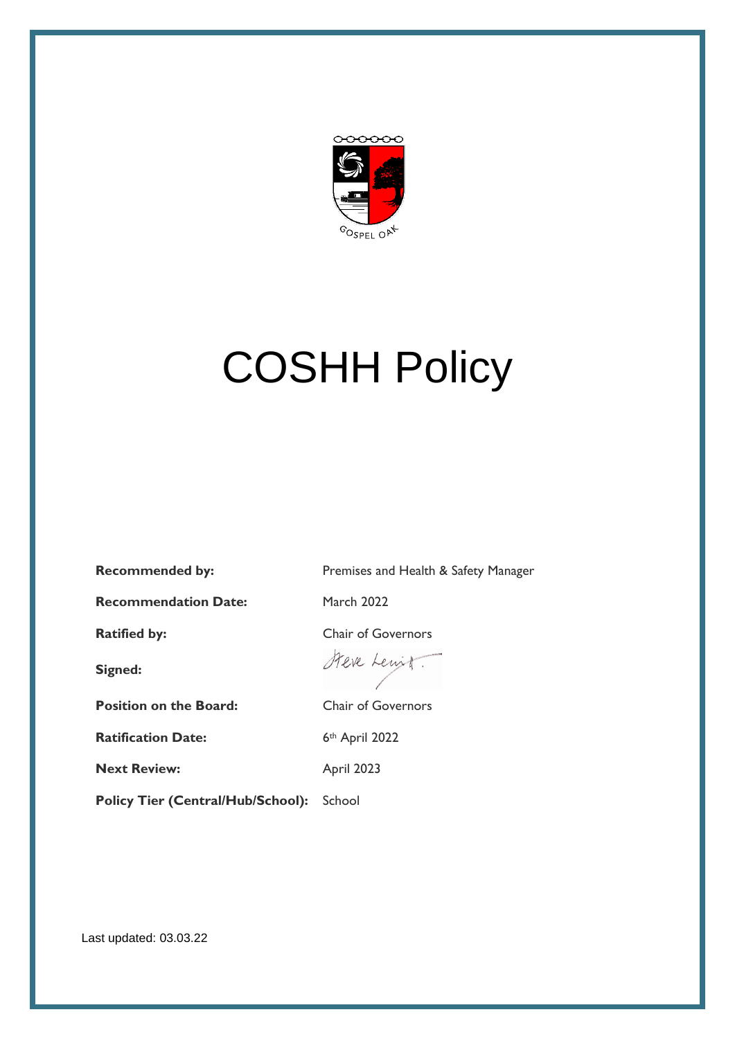GOSPEL OAK

# COSHH Policy

| | |
|---|---|
| **Recommended by:** | Premises and Health & Safety Manager |
| **Recommendation Date:** | March 2022 |
| **Ratified by:** | Chair of Governors |
| **Signed:** | Steve Lewis |
| **Position on the Board:** | Chair of Governors |
| **Ratification Date:** | 6th April 2022 |
| **Next Review:** | April 2023 |
| **Policy Tier (Central/Hub/School):** | School |

Last updated: 03.03.22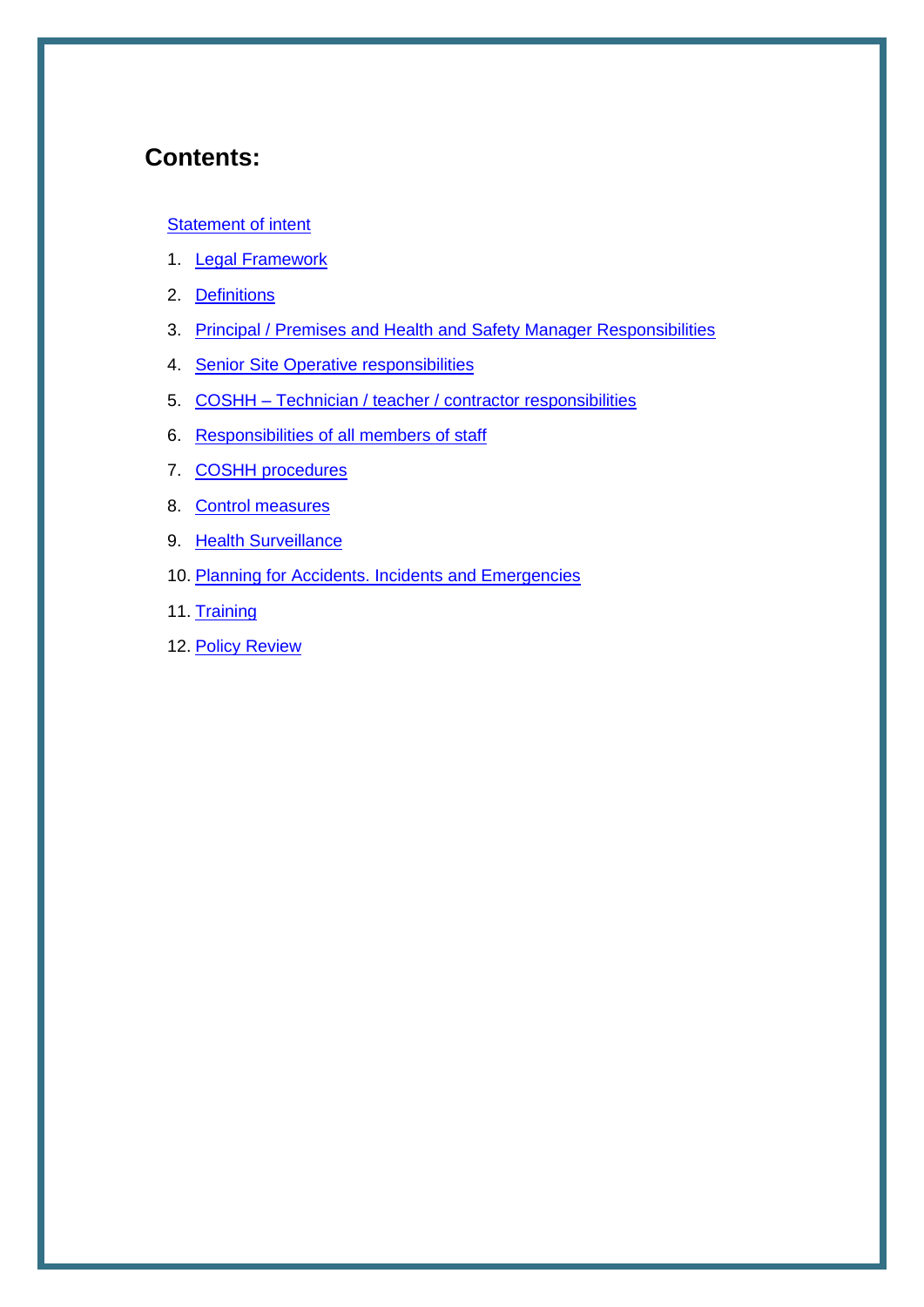## Contents:

Statement of intent

1. Legal Framework
2. Definitions
3. Principal / Premises and Health and Safety Manager Responsibilities
4. Senior Site Operative responsibilities
5. COSHH – Technician / teacher / contractor responsibilities
6. Responsibilities of all members of staff
7. COSHH procedures
8. Control measures
9. Health Surveillance
10. Planning for Accidents. Incidents and Emergencies
11. Training
12. Policy Review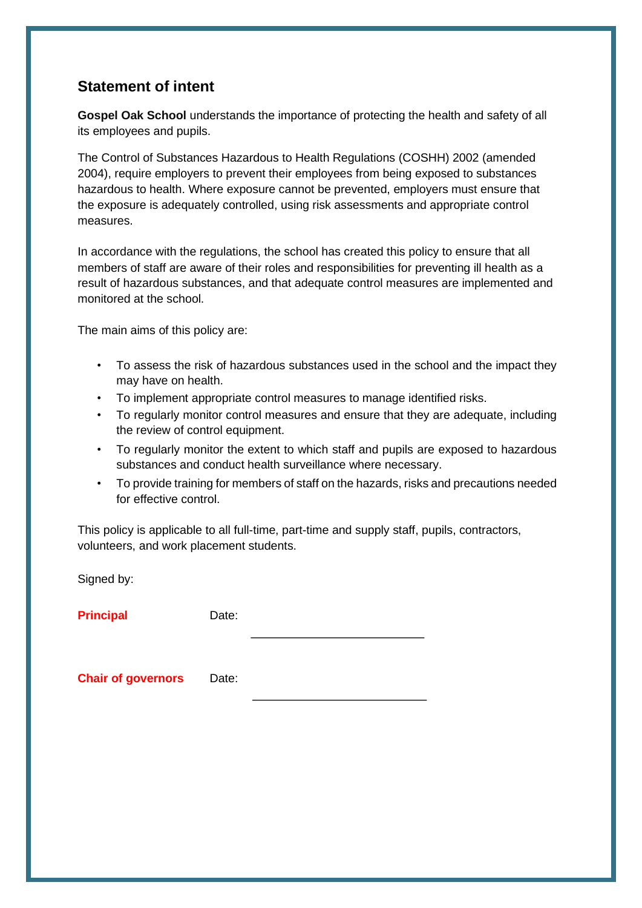## Statement of intent

**Gospel Oak School** understands the importance of protecting the health and safety of all its employees and pupils.

The Control of Substances Hazardous to Health Regulations (COSHH) 2002 (amended 2004), require employers to prevent their employees from being exposed to substances hazardous to health. Where exposure cannot be prevented, employers must ensure that the exposure is adequately controlled, using risk assessments and appropriate control measures.

In accordance with the regulations, the school has created this policy to ensure that all members of staff are aware of their roles and responsibilities for preventing ill health as a result of hazardous substances, and that adequate control measures are implemented and monitored at the school.

The main aims of this policy are:

- To assess the risk of hazardous substances used in the school and the impact they may have on health.
- To implement appropriate control measures to manage identified risks.
- To regularly monitor control measures and ensure that they are adequate, including the review of control equipment.
- To regularly monitor the extent to which staff and pupils are exposed to hazardous substances and conduct health surveillance where necessary.
- To provide training for members of staff on the hazards, risks and precautions needed for effective control.

This policy is applicable to all full-time, part-time and supply staff, pupils, contractors, volunteers, and work placement students.

Signed by:

**Principal** Date: ______________________

**Chair of governors** Date: ______________________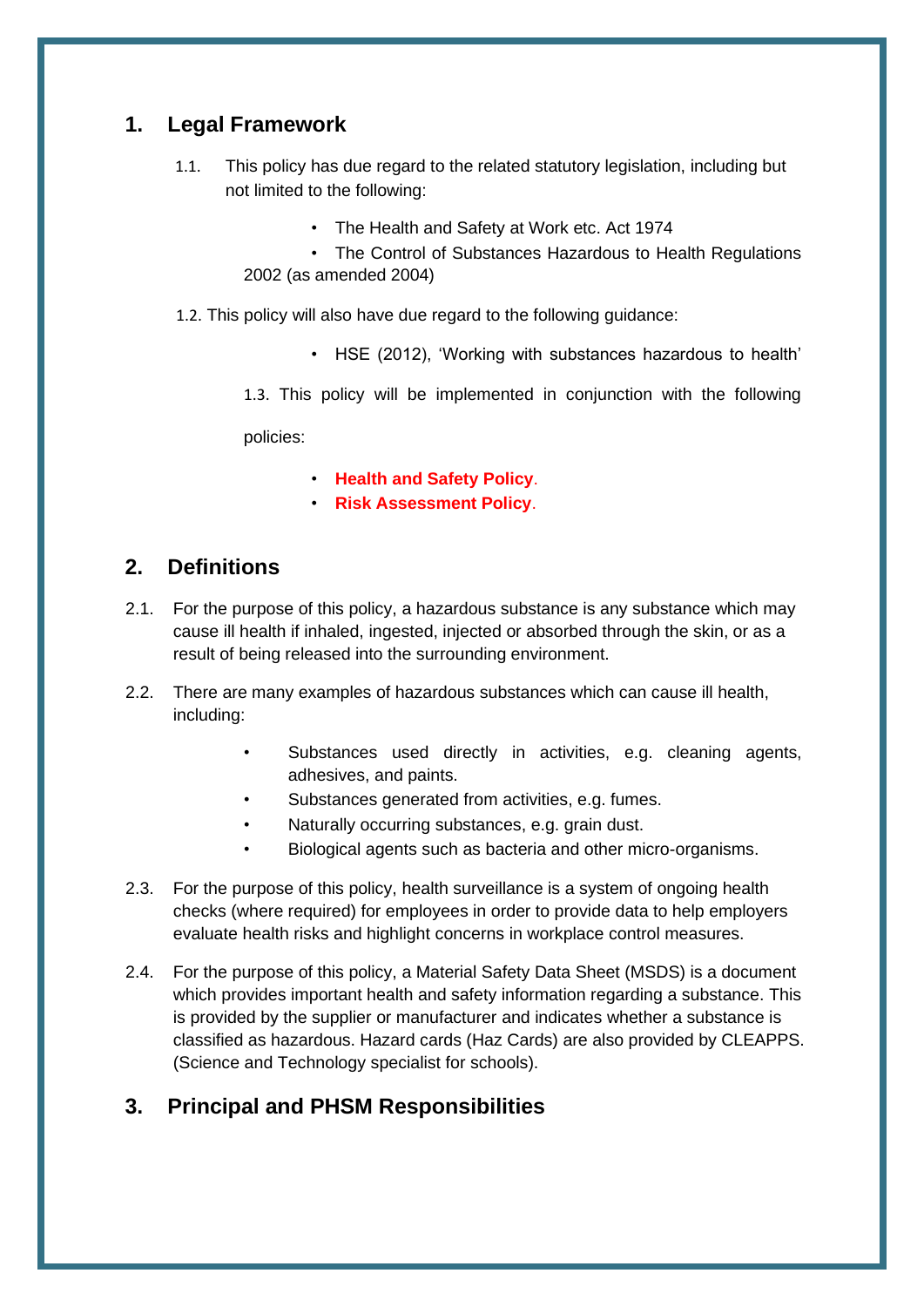## 1. Legal Framework

1.1. This policy has due regard to the related statutory legislation, including but not limited to the following:

- The Health and Safety at Work etc. Act 1974
- The Control of Substances Hazardous to Health Regulations 2002 (as amended 2004)

1.2. This policy will also have due regard to the following guidance:

- HSE (2012), 'Working with substances hazardous to health'

1.3. This policy will be implemented in conjunction with the following policies:

- **Health and Safety Policy**.
- **Risk Assessment Policy**.

## 2. Definitions

2.1. For the purpose of this policy, a hazardous substance is any substance which may cause ill health if inhaled, ingested, injected or absorbed through the skin, or as a result of being released into the surrounding environment.

2.2. There are many examples of hazardous substances which can cause ill health, including:

- Substances used directly in activities, e.g. cleaning agents, adhesives, and paints.
- Substances generated from activities, e.g. fumes.
- Naturally occurring substances, e.g. grain dust.
- Biological agents such as bacteria and other micro-organisms.

2.3. For the purpose of this policy, health surveillance is a system of ongoing health checks (where required) for employees in order to provide data to help employers evaluate health risks and highlight concerns in workplace control measures.

2.4. For the purpose of this policy, a Material Safety Data Sheet (MSDS) is a document which provides important health and safety information regarding a substance. This is provided by the supplier or manufacturer and indicates whether a substance is classified as hazardous. Hazard cards (Haz Cards) are also provided by CLEAPPS. (Science and Technology specialist for schools).

## 3. Principal and PHSM Responsibilities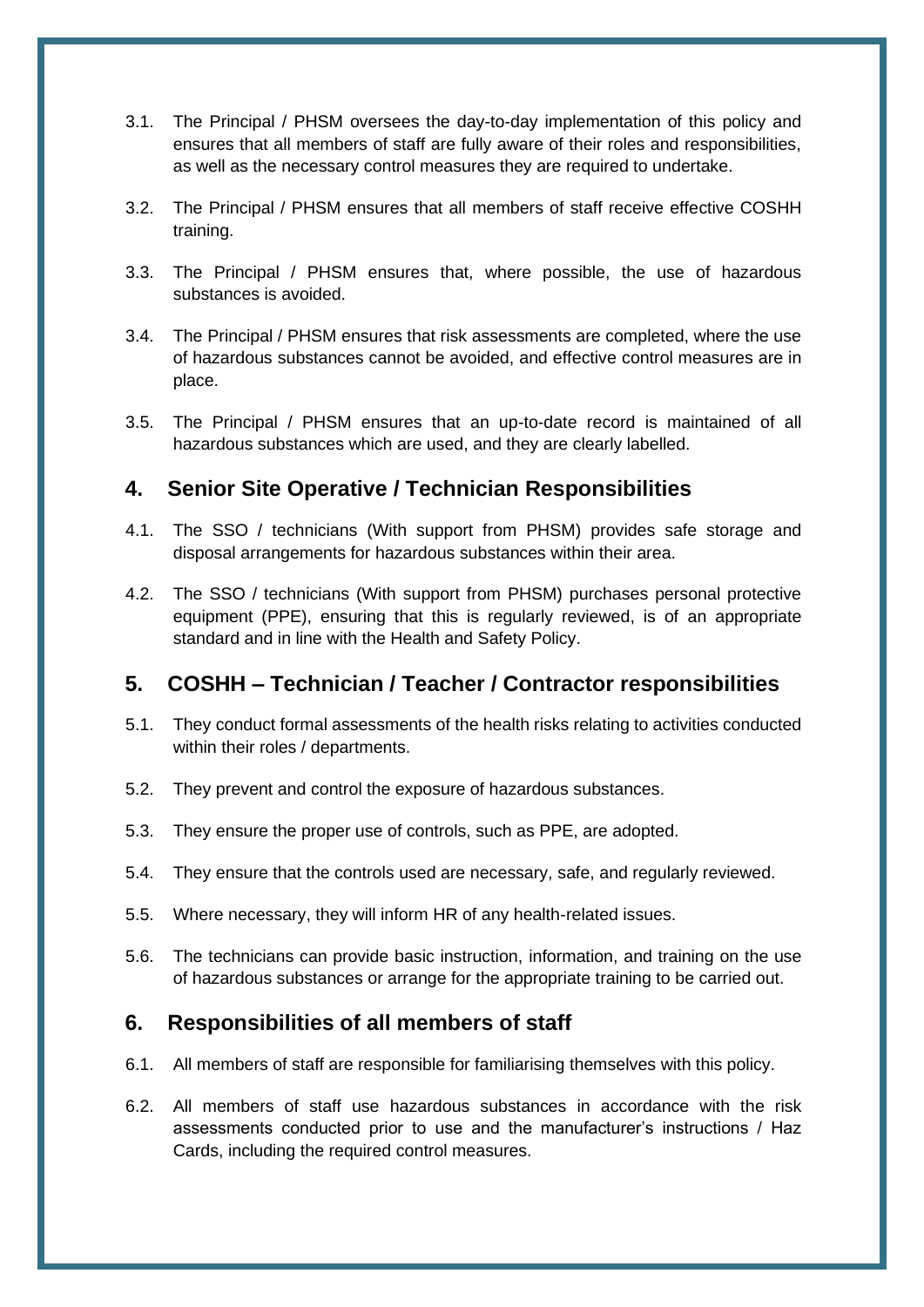3.1. The Principal / PHSM oversees the day-to-day implementation of this policy and ensures that all members of staff are fully aware of their roles and responsibilities, as well as the necessary control measures they are required to undertake.

3.2. The Principal / PHSM ensures that all members of staff receive effective COSHH training.

3.3. The Principal / PHSM ensures that, where possible, the use of hazardous substances is avoided.

3.4. The Principal / PHSM ensures that risk assessments are completed, where the use of hazardous substances cannot be avoided, and effective control measures are in place.

3.5. The Principal / PHSM ensures that an up-to-date record is maintained of all hazardous substances which are used, and they are clearly labelled.

## 4. Senior Site Operative / Technician Responsibilities

4.1. The SSO / technicians (With support from PHSM) provides safe storage and disposal arrangements for hazardous substances within their area.

4.2. The SSO / technicians (With support from PHSM) purchases personal protective equipment (PPE), ensuring that this is regularly reviewed, is of an appropriate standard and in line with the Health and Safety Policy.

## 5. COSHH – Technician / Teacher / Contractor responsibilities

5.1. They conduct formal assessments of the health risks relating to activities conducted within their roles / departments.

5.2. They prevent and control the exposure of hazardous substances.

5.3. They ensure the proper use of controls, such as PPE, are adopted.

5.4. They ensure that the controls used are necessary, safe, and regularly reviewed.

5.5. Where necessary, they will inform HR of any health-related issues.

5.6. The technicians can provide basic instruction, information, and training on the use of hazardous substances or arrange for the appropriate training to be carried out.

## 6. Responsibilities of all members of staff

6.1. All members of staff are responsible for familiarising themselves with this policy.

6.2. All members of staff use hazardous substances in accordance with the risk assessments conducted prior to use and the manufacturer's instructions / Haz Cards, including the required control measures.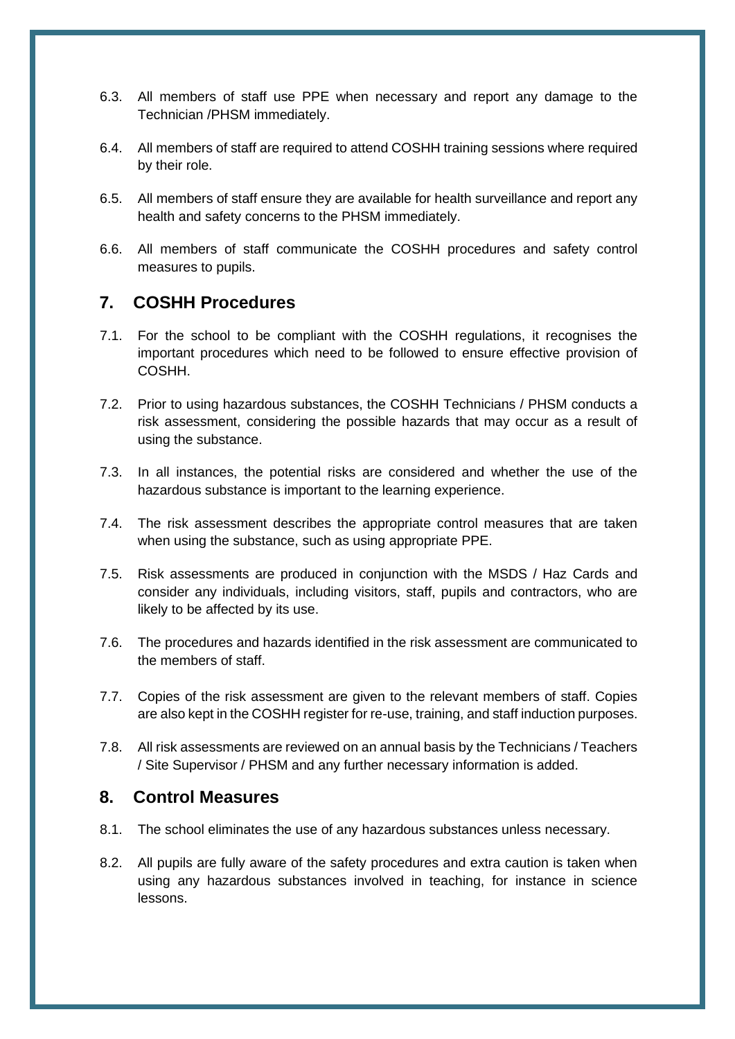6.3. All members of staff use PPE when necessary and report any damage to the Technician /PHSM immediately.

6.4. All members of staff are required to attend COSHH training sessions where required by their role.

6.5. All members of staff ensure they are available for health surveillance and report any health and safety concerns to the PHSM immediately.

6.6. All members of staff communicate the COSHH procedures and safety control measures to pupils.

## 7. COSHH Procedures

7.1. For the school to be compliant with the COSHH regulations, it recognises the important procedures which need to be followed to ensure effective provision of COSHH.

7.2. Prior to using hazardous substances, the COSHH Technicians / PHSM conducts a risk assessment, considering the possible hazards that may occur as a result of using the substance.

7.3. In all instances, the potential risks are considered and whether the use of the hazardous substance is important to the learning experience.

7.4. The risk assessment describes the appropriate control measures that are taken when using the substance, such as using appropriate PPE.

7.5. Risk assessments are produced in conjunction with the MSDS / Haz Cards and consider any individuals, including visitors, staff, pupils and contractors, who are likely to be affected by its use.

7.6. The procedures and hazards identified in the risk assessment are communicated to the members of staff.

7.7. Copies of the risk assessment are given to the relevant members of staff. Copies are also kept in the COSHH register for re-use, training, and staff induction purposes.

7.8. All risk assessments are reviewed on an annual basis by the Technicians / Teachers / Site Supervisor / PHSM and any further necessary information is added.

## 8. Control Measures

8.1. The school eliminates the use of any hazardous substances unless necessary.

8.2. All pupils are fully aware of the safety procedures and extra caution is taken when using any hazardous substances involved in teaching, for instance in science lessons.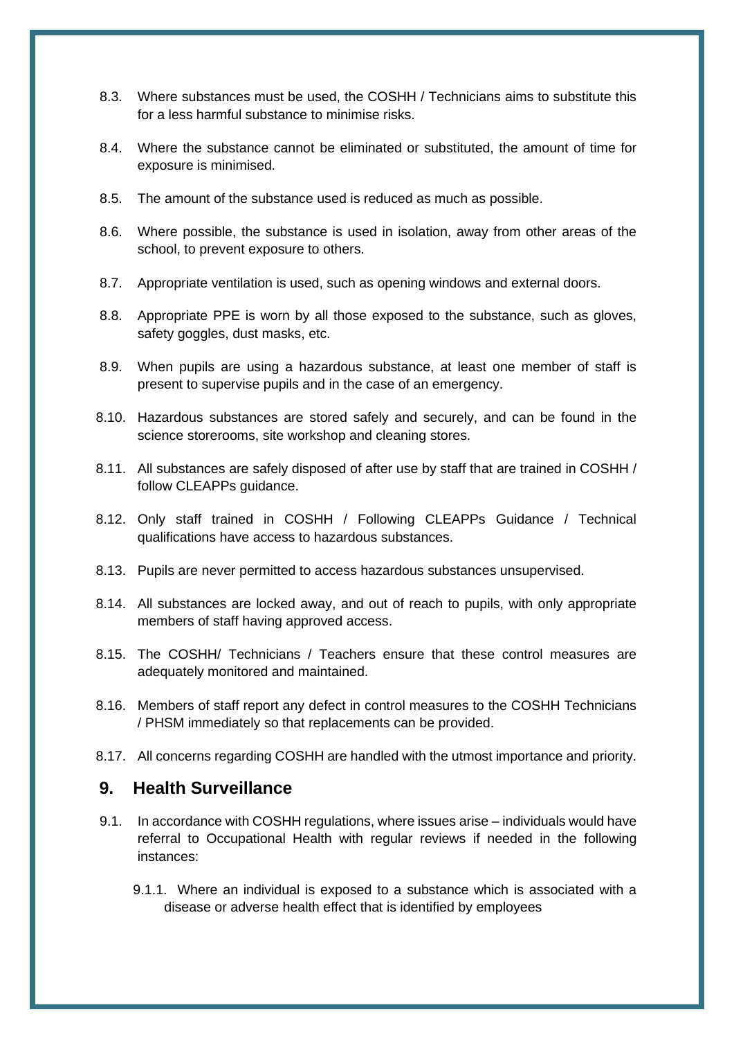8.3. Where substances must be used, the COSHH / Technicians aims to substitute this for a less harmful substance to minimise risks.

8.4. Where the substance cannot be eliminated or substituted, the amount of time for exposure is minimised.

8.5. The amount of the substance used is reduced as much as possible.

8.6. Where possible, the substance is used in isolation, away from other areas of the school, to prevent exposure to others.

8.7. Appropriate ventilation is used, such as opening windows and external doors.

8.8. Appropriate PPE is worn by all those exposed to the substance, such as gloves, safety goggles, dust masks, etc.

8.9. When pupils are using a hazardous substance, at least one member of staff is present to supervise pupils and in the case of an emergency.

8.10. Hazardous substances are stored safely and securely, and can be found in the science storerooms, site workshop and cleaning stores.

8.11. All substances are safely disposed of after use by staff that are trained in COSHH / follow CLEAPPs guidance.

8.12. Only staff trained in COSHH / Following CLEAPPs Guidance / Technical qualifications have access to hazardous substances.

8.13. Pupils are never permitted to access hazardous substances unsupervised.

8.14. All substances are locked away, and out of reach to pupils, with only appropriate members of staff having approved access.

8.15. The COSHH/ Technicians / Teachers ensure that these control measures are adequately monitored and maintained.

8.16. Members of staff report any defect in control measures to the COSHH Technicians / PHSM immediately so that replacements can be provided.

8.17. All concerns regarding COSHH are handled with the utmost importance and priority.

## 9. Health Surveillance

9.1. In accordance with COSHH regulations, where issues arise – individuals would have referral to Occupational Health with regular reviews if needed in the following instances:

9.1.1. Where an individual is exposed to a substance which is associated with a disease or adverse health effect that is identified by employees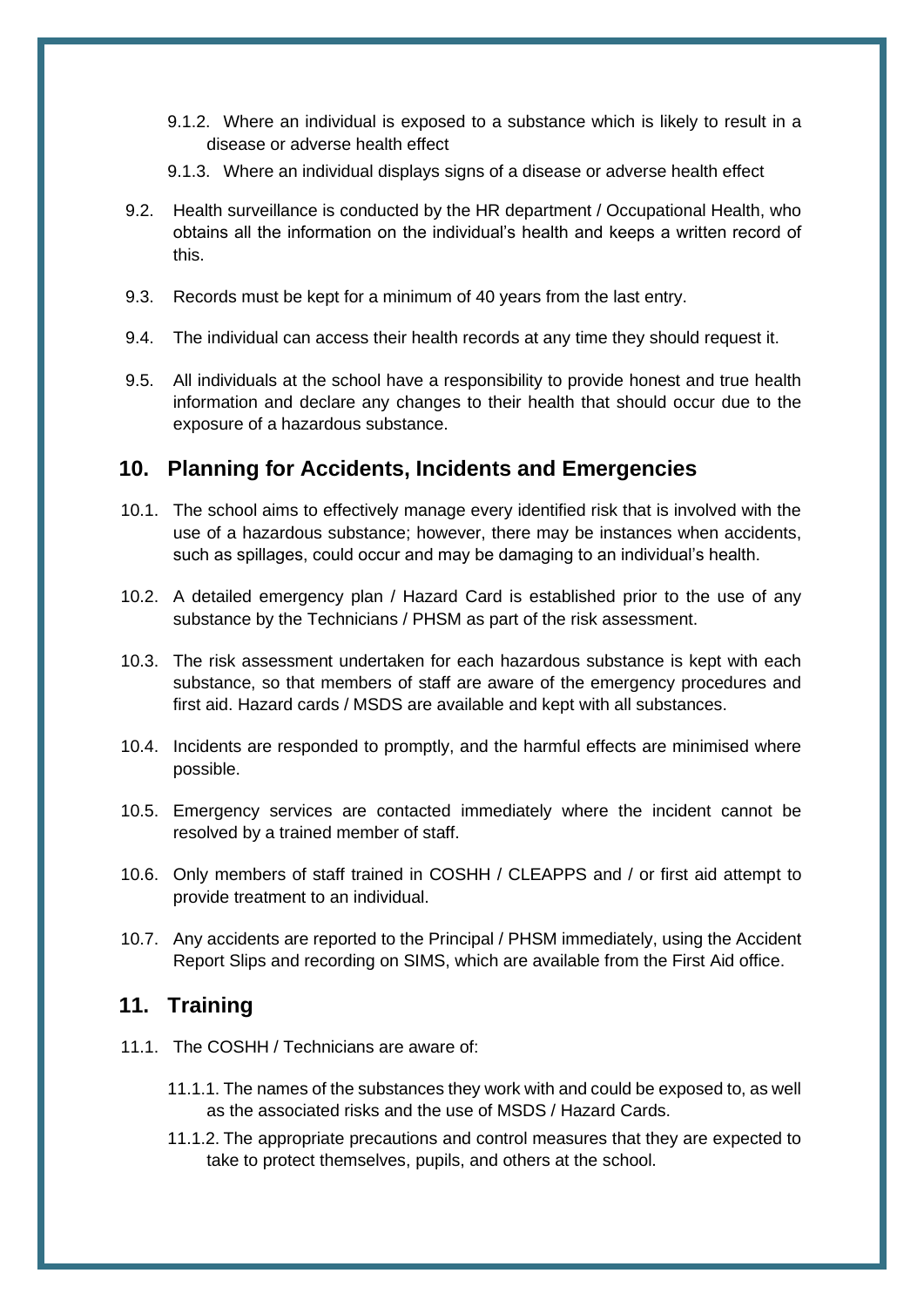9.1.2. Where an individual is exposed to a substance which is likely to result in a disease or adverse health effect

9.1.3. Where an individual displays signs of a disease or adverse health effect

9.2. Health surveillance is conducted by the HR department / Occupational Health, who obtains all the information on the individual's health and keeps a written record of this.

9.3. Records must be kept for a minimum of 40 years from the last entry.

9.4. The individual can access their health records at any time they should request it.

9.5. All individuals at the school have a responsibility to provide honest and true health information and declare any changes to their health that should occur due to the exposure of a hazardous substance.

## 10. Planning for Accidents, Incidents and Emergencies

10.1. The school aims to effectively manage every identified risk that is involved with the use of a hazardous substance; however, there may be instances when accidents, such as spillages, could occur and may be damaging to an individual's health.

10.2. A detailed emergency plan / Hazard Card is established prior to the use of any substance by the Technicians / PHSM as part of the risk assessment.

10.3. The risk assessment undertaken for each hazardous substance is kept with each substance, so that members of staff are aware of the emergency procedures and first aid. Hazard cards / MSDS are available and kept with all substances.

10.4. Incidents are responded to promptly, and the harmful effects are minimised where possible.

10.5. Emergency services are contacted immediately where the incident cannot be resolved by a trained member of staff.

10.6. Only members of staff trained in COSHH / CLEAPPS and / or first aid attempt to provide treatment to an individual.

10.7. Any accidents are reported to the Principal / PHSM immediately, using the Accident Report Slips and recording on SIMS, which are available from the First Aid office.

## 11. Training

11.1. The COSHH / Technicians are aware of:

11.1.1. The names of the substances they work with and could be exposed to, as well as the associated risks and the use of MSDS / Hazard Cards.

11.1.2. The appropriate precautions and control measures that they are expected to take to protect themselves, pupils, and others at the school.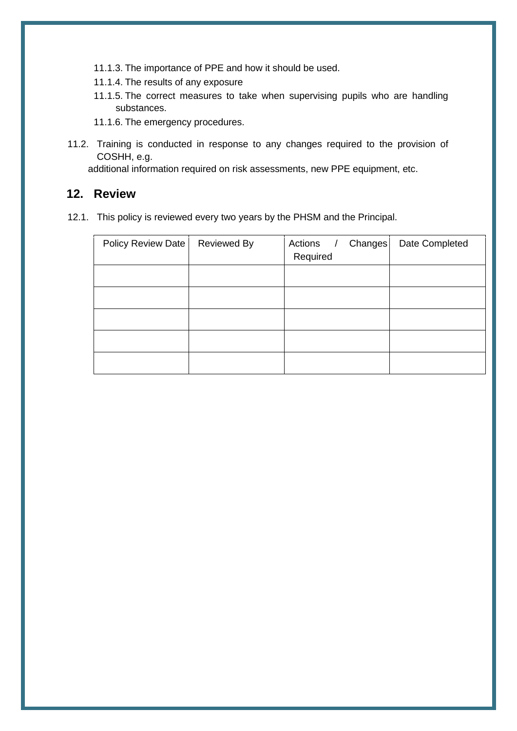11.1.3. The importance of PPE and how it should be used.

11.1.4. The results of any exposure

11.1.5. The correct measures to take when supervising pupils who are handling substances.

11.1.6. The emergency procedures.

11.2. Training is conducted in response to any changes required to the provision of COSHH, e.g. additional information required on risk assessments, new PPE equipment, etc.

## 12. Review

12.1. This policy is reviewed every two years by the PHSM and the Principal.

| Policy Review Date | Reviewed By | Actions / Changes Required | Date Completed |
|---|---|---|---|
| | | | |
| | | | |
| | | | |
| | | | |
| | | | |